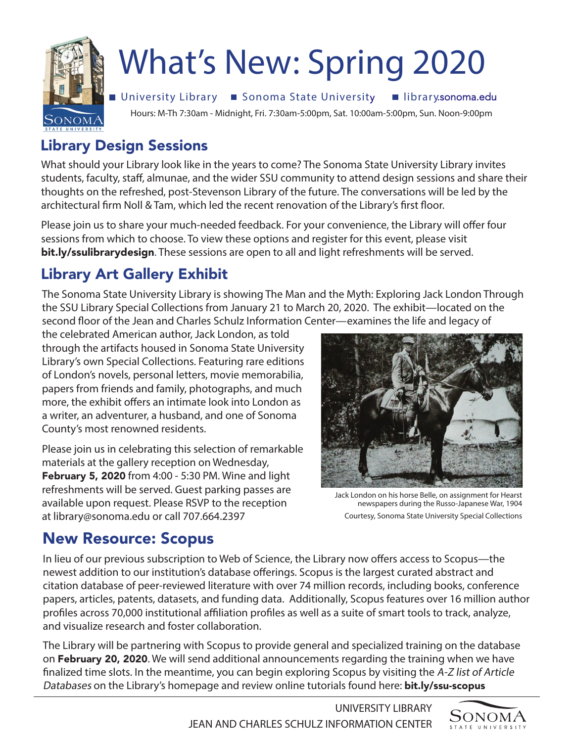# What's New: Spring 2020

■ University Library ■ Sonoma State University ■ library.sonoma.edu

Hours: M-Th 7:30am - Midnight, Fri. 7:30am-5:00pm, Sat. 10:00am-5:00pm, Sun. Noon-9:00pm

## Library Design Sessions

What should your Library look like in the years to come? The Sonoma State University Library invites students, faculty, staff, almunae, and the wider SSU community to attend design sessions and share their thoughts on the refreshed, post-Stevenson Library of the future. The conversations will be led by the architectural firm Noll & Tam, which led the recent renovation of the Library's first floor.

Please join us to share your much-needed feedback. For your convenience, the Library will offer four sessions from which to choose. To view these options and register for this event, please visit **bit.ly/ssulibrarydesign**. These sessions are open to all and light refreshments will be served.

## Library Art Gallery Exhibit

The Sonoma State University Library is showing The Man and the Myth: Exploring Jack London Through the SSU Library Special Collections from January 21 to March 20, 2020. The exhibit—located on the second floor of the Jean and Charles Schulz Information Center—examines the life and legacy of the celebrated American author, Jack London, as told through the artifacts housed in Sonoma State University Library's own Special Collections. Featuring rare editions of London's novels, personal letters, movie memorabilia, papers from friends and family, photographs, and much more, the exhibit offers an intimate look into London as a writer, an adventurer, a husband, and one of Sonoma County's most renowned residents.

Please join us in celebrating this selection of remarkable materials at the gallery reception on Wednesday, **February 5, 2020** from 4:00 - 5:30 PM. Wine and light refreshments will be served. Guest parking passes are available upon request. Please RSVP to the reception at library@sonoma.edu or call 707.664.2397

Jack London on his horse Belle, on assignment for Hearst newspapers during the Russo-Japanese War, 1904

Courtesy, Sonoma State University Special Collections

## New Resource: Scopus

In lieu of our previous subscription to Web of Science, the Library now offers access to Scopus—the newest addition to our institution's database offerings. Scopus is the largest curated abstract and citation database of peer-reviewed literature with over 74 million records, including books, conference papers, articles, patents, datasets, and funding data. Additionally, Scopus features over 16 million author profiles across 70,000 institutional affiliation profiles as well as a suite of smart tools to track, analyze, and visualize research and foster collaboration.

The Library will be partnering with Scopus to provide general and specialized training on the database on **February 20, 2020**. We will send additional announcements regarding the training when we have finalized time slots. In the meantime, you can begin exploring Scopus by visiting the *A-Z list of Article Databases* on the Library's homepage and review online tutorials found here: **bit.ly/ssu-scopus**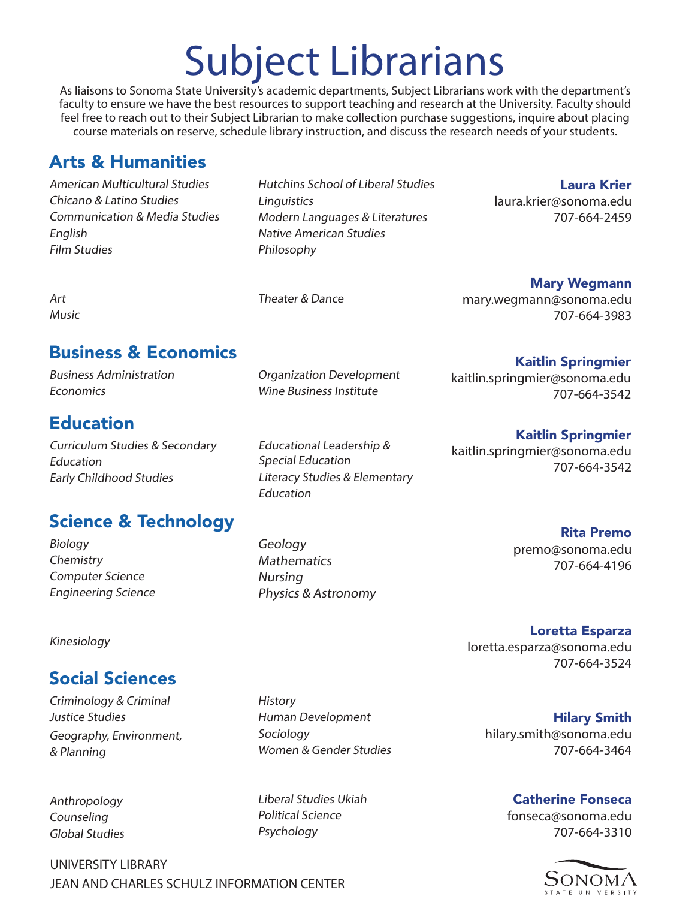# Subject Librarians

As liaisons to Sonoma State University's academic departments, Subject Librarians work with the department's faculty to ensure we have the best resources to support teaching and research at the University. Faculty should feel free to reach out to their Subject Librarian to make collection purchase suggestions, inquire about placing course materials on reserve, schedule library instruction, and discuss the research needs of your students.

## Arts & Humanities

*American Multicultural Studies*
*Chicano & Latino Studies*
*Communication & Media Studies*
*English*
*Film Studies*
*Hutchins School of Liberal Studies*
*Linguistics*
*Modern Languages & Literatures*
*Native American Studies*
*Philosophy*

**Laura Krier**
laura.krier@sonoma.edu
707-664-2459

*Art*
*Music*
*Theater & Dance*

**Mary Wegmann**
mary.wegmann@sonoma.edu
707-664-3983

## Business & Economics

*Business Administration*
*Economics*
*Organization Development*
*Wine Business Institute*

**Kaitlin Springmier**
kaitlin.springmier@sonoma.edu
707-664-3542

## Education

*Curriculum Studies & Secondary Education*
*Early Childhood Studies*
*Educational Leadership & Special Education*
*Literacy Studies & Elementary Education*

**Kaitlin Springmier**
kaitlin.springmier@sonoma.edu
707-664-3542

## Science & Technology

*Biology*
*Chemistry*
*Computer Science*
*Engineering Science*
*Geology*
*Mathematics*
*Nursing*
*Physics & Astronomy*

**Rita Premo**
premo@sonoma.edu
707-664-4196

*Kinesiology*

**Loretta Esparza**
loretta.esparza@sonoma.edu
707-664-3524

## Social Sciences

*Criminology & Criminal Justice Studies*
*Geography, Environment, & Planning*
*History*
*Human Development*
*Sociology*
*Women & Gender Studies*

**Hilary Smith**
hilary.smith@sonoma.edu
707-664-3464

*Anthropology*
*Counseling*
*Global Studies*
*Liberal Studies Ukiah*
*Political Science*
*Psychology*

**Catherine Fonseca**
fonseca@sonoma.edu
707-664-3310

UNIVERSITY LIBRARY
JEAN AND CHARLES SCHULZ INFORMATION CENTER

SONOMA STATE UNIVERSITY